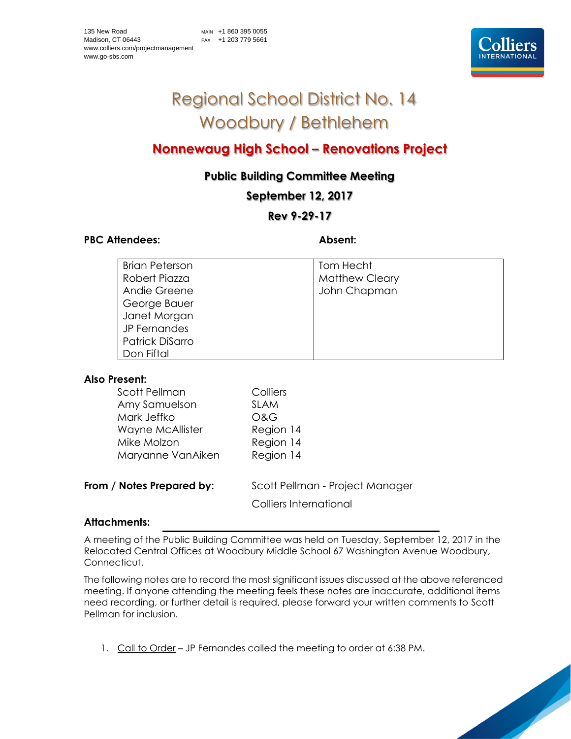135 New Road
Madison, CT 06443
www.colliers.com/projectmanagement
www.go-sbs.com

MAIN +1 860 395 0055
FAX +1 203 779 5661

# Regional School District No. 14
# Woodbury / Bethlehem

## Nonnewaug High School – Renovations Project

### Public Building Committee Meeting

### September 12, 2017

### Rev 9-29-17

**PBC Attendees:** **Absent:**

| PBC Attendees | Absent |
|---|---|
| Brian Peterson | Tom Hecht |
| Robert Piazza | Matthew Cleary |
| Andie Greene | John Chapman |
| George Bauer | |
| Janet Morgan | |
| JP Fernandes | |
| Patrick DiSarro | |
| Don Fiftal | |

**Also Present:**

| | |
|---|---|
| Scott Pellman | Colliers |
| Amy Samuelson | SLAM |
| Mark Jeffko | O&G |
| Wayne McAllister | Region 14 |
| Mike Molzon | Region 14 |
| Maryanne VanAiken | Region 14 |

**From / Notes Prepared by:** Scott Pellman - Project Manager
Colliers International

**Attachments:**

A meeting of the Public Building Committee was held on Tuesday, September 12, 2017 in the Relocated Central Offices at Woodbury Middle School 67 Washington Avenue Woodbury, Connecticut.

The following notes are to record the most significant issues discussed at the above referenced meeting. If anyone attending the meeting feels these notes are inaccurate, additional items need recording, or further detail is required, please forward your written comments to Scott Pellman for inclusion.

1. Call to Order – JP Fernandes called the meeting to order at 6:38 PM.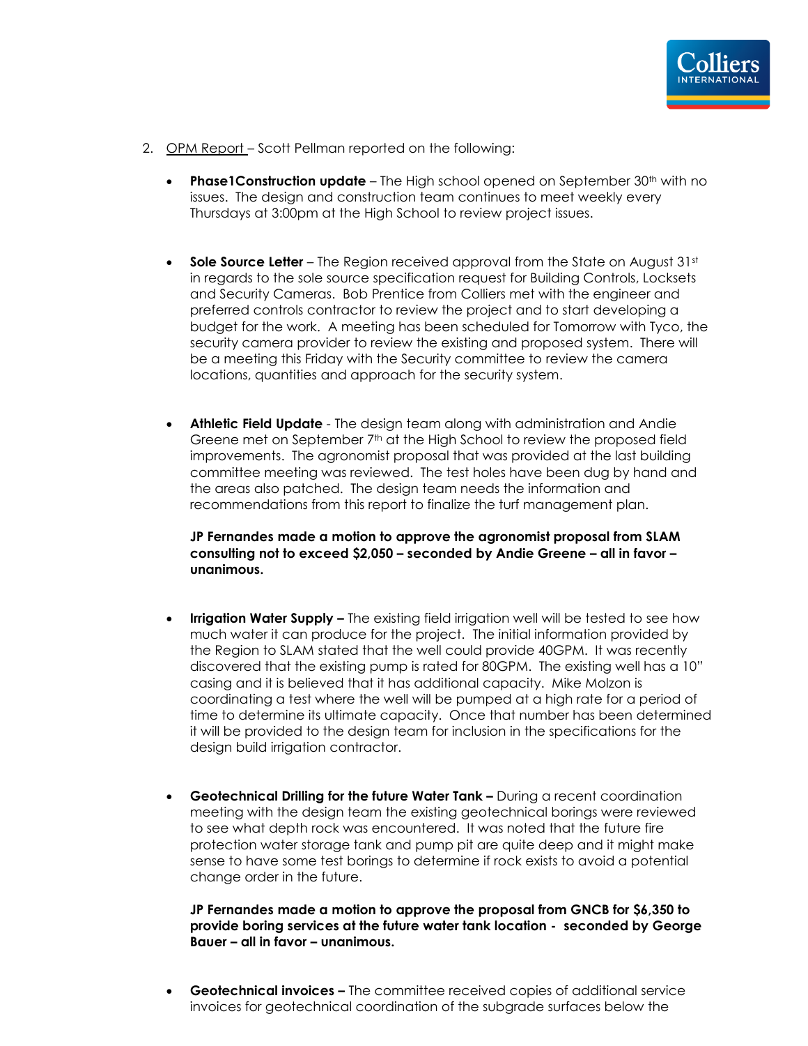2. <u>OPM Report</u> – Scott Pellman reported on the following:

   - **Phase1Construction update** – The High school opened on September 30th with no issues. The design and construction team continues to meet weekly every Thursdays at 3:00pm at the High School to review project issues.

   - **Sole Source Letter** – The Region received approval from the State on August 31st in regards to the sole source specification request for Building Controls, Locksets and Security Cameras. Bob Prentice from Colliers met with the engineer and preferred controls contractor to review the project and to start developing a budget for the work. A meeting has been scheduled for Tomorrow with Tyco, the security camera provider to review the existing and proposed system. There will be a meeting this Friday with the Security committee to review the camera locations, quantities and approach for the security system.

   - **Athletic Field Update** - The design team along with administration and Andie Greene met on September 7th at the High School to review the proposed field improvements. The agronomist proposal that was provided at the last building committee meeting was reviewed. The test holes have been dug by hand and the areas also patched. The design team needs the information and recommendations from this report to finalize the turf management plan.

     **JP Fernandes made a motion to approve the agronomist proposal from SLAM consulting not to exceed $2,050 – seconded by Andie Greene – all in favor – unanimous.**

   - **Irrigation Water Supply –** The existing field irrigation well will be tested to see how much water it can produce for the project. The initial information provided by the Region to SLAM stated that the well could provide 40GPM. It was recently discovered that the existing pump is rated for 80GPM. The existing well has a 10" casing and it is believed that it has additional capacity. Mike Molzon is coordinating a test where the well will be pumped at a high rate for a period of time to determine its ultimate capacity. Once that number has been determined it will be provided to the design team for inclusion in the specifications for the design build irrigation contractor.

   - **Geotechnical Drilling for the future Water Tank –** During a recent coordination meeting with the design team the existing geotechnical borings were reviewed to see what depth rock was encountered. It was noted that the future fire protection water storage tank and pump pit are quite deep and it might make sense to have some test borings to determine if rock exists to avoid a potential change order in the future.

     **JP Fernandes made a motion to approve the proposal from GNCB for $6,350 to provide boring services at the future water tank location - seconded by George Bauer – all in favor – unanimous.**

   - **Geotechnical invoices –** The committee received copies of additional service invoices for geotechnical coordination of the subgrade surfaces below the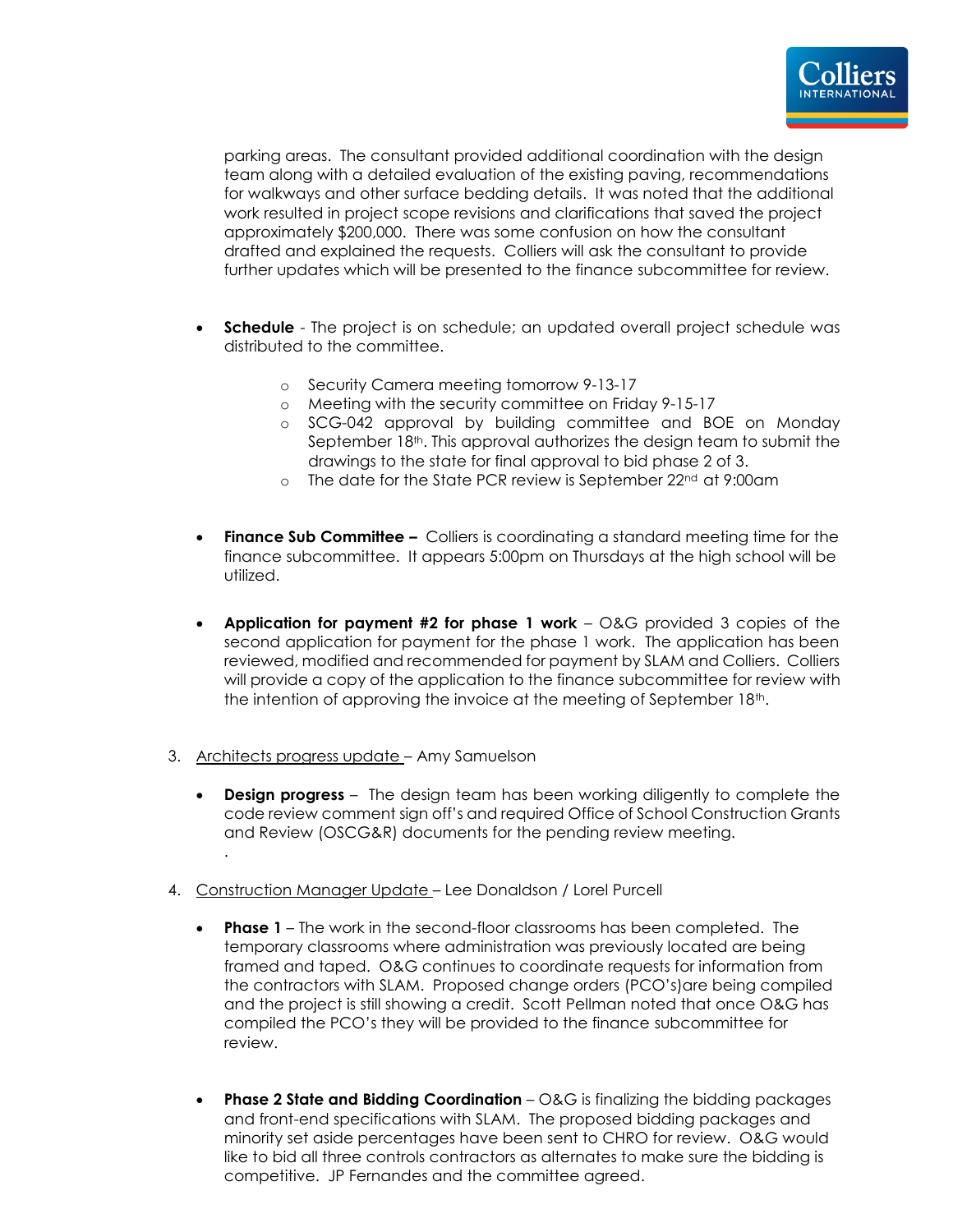parking areas. The consultant provided additional coordination with the design team along with a detailed evaluation of the existing paving, recommendations for walkways and other surface bedding details. It was noted that the additional work resulted in project scope revisions and clarifications that saved the project approximately $200,000. There was some confusion on how the consultant drafted and explained the requests. Colliers will ask the consultant to provide further updates which will be presented to the finance subcommittee for review.

- **Schedule** - The project is on schedule; an updated overall project schedule was distributed to the committee.
  - Security Camera meeting tomorrow 9-13-17
  - Meeting with the security committee on Friday 9-15-17
  - SCG-042 approval by building committee and BOE on Monday September 18th. This approval authorizes the design team to submit the drawings to the state for final approval to bid phase 2 of 3.
  - The date for the State PCR review is September 22nd at 9:00am

- **Finance Sub Committee –** Colliers is coordinating a standard meeting time for the finance subcommittee. It appears 5:00pm on Thursdays at the high school will be utilized.

- **Application for payment #2 for phase 1 work** – O&G provided 3 copies of the second application for payment for the phase 1 work. The application has been reviewed, modified and recommended for payment by SLAM and Colliers. Colliers will provide a copy of the application to the finance subcommittee for review with the intention of approving the invoice at the meeting of September 18th.

3. Architects progress update – Amy Samuelson

   - **Design progress** – The design team has been working diligently to complete the code review comment sign off's and required Office of School Construction Grants and Review (OSCG&R) documents for the pending review meeting.

4. Construction Manager Update – Lee Donaldson / Lorel Purcell

   - **Phase 1** – The work in the second-floor classrooms has been completed. The temporary classrooms where administration was previously located are being framed and taped. O&G continues to coordinate requests for information from the contractors with SLAM. Proposed change orders (PCO's)are being compiled and the project is still showing a credit. Scott Pellman noted that once O&G has compiled the PCO's they will be provided to the finance subcommittee for review.

   - **Phase 2 State and Bidding Coordination** – O&G is finalizing the bidding packages and front-end specifications with SLAM. The proposed bidding packages and minority set aside percentages have been sent to CHRO for review. O&G would like to bid all three controls contractors as alternates to make sure the bidding is competitive. JP Fernandes and the committee agreed.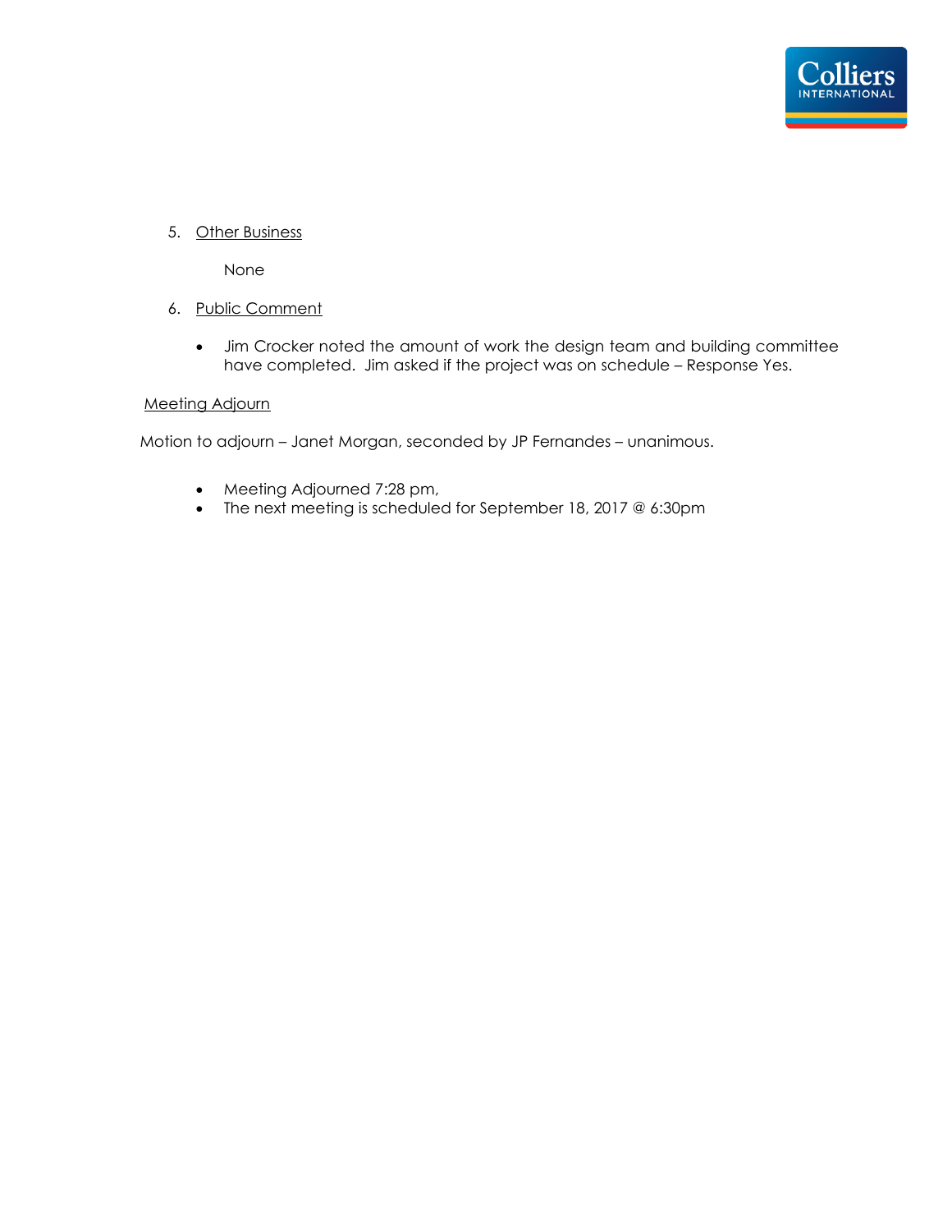5. Other Business

   None

6. Public Comment

   - Jim Crocker noted the amount of work the design team and building committee have completed. Jim asked if the project was on schedule – Response Yes.

Meeting Adjourn

Motion to adjourn – Janet Morgan, seconded by JP Fernandes – unanimous.

- Meeting Adjourned 7:28 pm,
- The next meeting is scheduled for September 18, 2017 @ 6:30pm